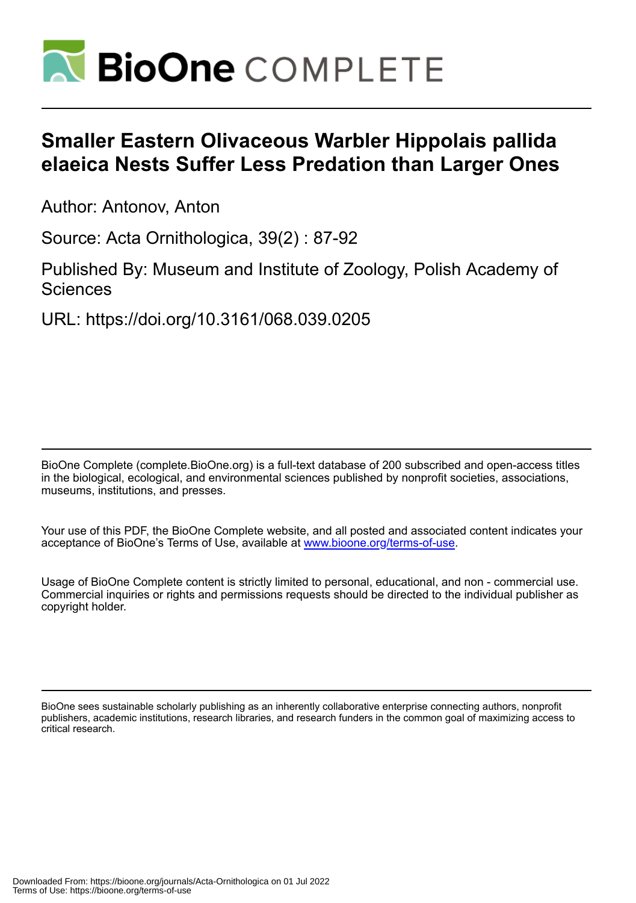# Smaller Eastern Olivaceous Warbler Hippolais pallida elaeica Nests Suffer Less Predation than Larger Ones

Author: Antonov, Anton

Source: Acta Ornithologica, 39(2) : 87-92

Published By: Museum and Institute of Zoology, Polish Academy of Sciences

URL: https://doi.org/10.3161/068.039.0205

BioOne Complete (complete.BioOne.org) is a full-text database of 200 subscribed and open-access titles in the biological, ecological, and environmental sciences published by nonprofit societies, associations, museums, institutions, and presses.

Your use of this PDF, the BioOne Complete website, and all posted and associated content indicates your acceptance of BioOne's Terms of Use, available at www.bioone.org/terms-of-use.

Usage of BioOne Complete content is strictly limited to personal, educational, and non - commercial use. Commercial inquiries or rights and permissions requests should be directed to the individual publisher as copyright holder.

BioOne sees sustainable scholarly publishing as an inherently collaborative enterprise connecting authors, nonprofit publishers, academic institutions, research libraries, and research funders in the common goal of maximizing access to critical research.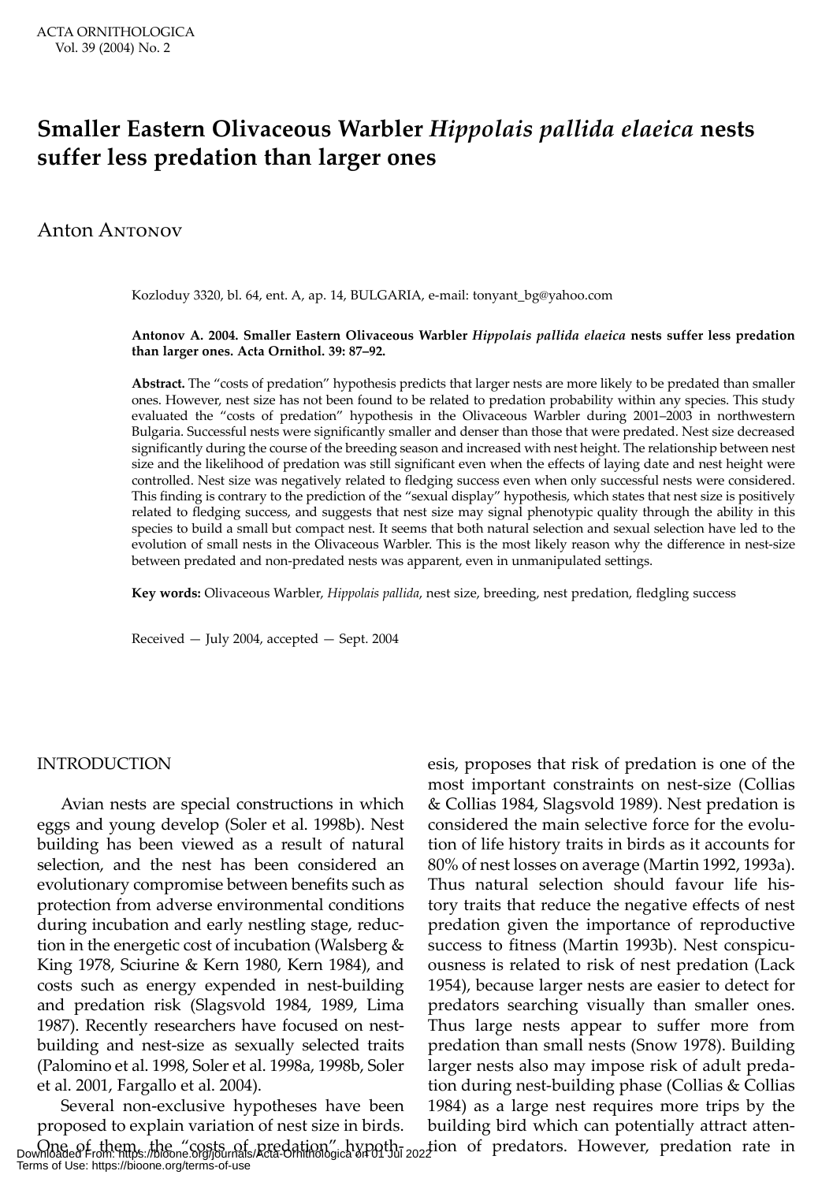# Smaller Eastern Olivaceous Warbler *Hippolais pallida elaeica* nests suffer less predation than larger ones

Anton Antonov

Kozloduy 3320, bl. 64, ent. A, ap. 14, BULGARIA, e-mail: tonyant_bg@yahoo.com

**Antonov A. 2004. Smaller Eastern Olivaceous Warbler *Hippolais pallida elaeica* nests suffer less predation than larger ones. Acta Ornithol. 39: 87–92.**

**Abstract.** The "costs of predation" hypothesis predicts that larger nests are more likely to be predated than smaller ones. However, nest size has not been found to be related to predation probability within any species. This study evaluated the "costs of predation" hypothesis in the Olivaceous Warbler during 2001–2003 in northwestern Bulgaria. Successful nests were significantly smaller and denser than those that were predated. Nest size decreased significantly during the course of the breeding season and increased with nest height. The relationship between nest size and the likelihood of predation was still significant even when the effects of laying date and nest height were controlled. Nest size was negatively related to fledging success even when only successful nests were considered. This finding is contrary to the prediction of the "sexual display" hypothesis, which states that nest size is positively related to fledging success, and suggests that nest size may signal phenotypic quality through the ability in this species to build a small but compact nest. It seems that both natural selection and sexual selection have led to the evolution of small nests in the Olivaceous Warbler. This is the most likely reason why the difference in nest-size between predated and non-predated nests was apparent, even in unmanipulated settings.

**Key words:** Olivaceous Warbler, *Hippolais pallida*, nest size, breeding, nest predation, fledgling success

Received — July 2004, accepted — Sept. 2004

## INTRODUCTION

Avian nests are special constructions in which eggs and young develop (Soler et al. 1998b). Nest building has been viewed as a result of natural selection, and the nest has been considered an evolutionary compromise between benefits such as protection from adverse environmental conditions during incubation and early nestling stage, reduction in the energetic cost of incubation (Walsberg & King 1978, Sciurine & Kern 1980, Kern 1984), and costs such as energy expended in nest-building and predation risk (Slagsvold 1984, 1989, Lima 1987). Recently researchers have focused on nest-building and nest-size as sexually selected traits (Palomino et al. 1998, Soler et al. 1998a, 1998b, Soler et al. 2001, Fargallo et al. 2004).

Several non-exclusive hypotheses have been proposed to explain variation of nest size in birds. One of them, the "costs of predation" hypothesis, proposes that risk of predation is one of the most important constraints on nest-size (Collias & Collias 1984, Slagsvold 1989). Nest predation is considered the main selective force for the evolution of life history traits in birds as it accounts for 80% of nest losses on average (Martin 1992, 1993a). Thus natural selection should favour life history traits that reduce the negative effects of nest predation given the importance of reproductive success to fitness (Martin 1993b). Nest conspicuousness is related to risk of nest predation (Lack 1954), because larger nests are easier to detect for predators searching visually than smaller ones. Thus large nests appear to suffer more from predation than small nests (Snow 1978). Building larger nests also may impose risk of adult predation during nest-building phase (Collias & Collias 1984) as a large nest requires more trips by the building bird which can potentially attract attention of predators. However, predation rate in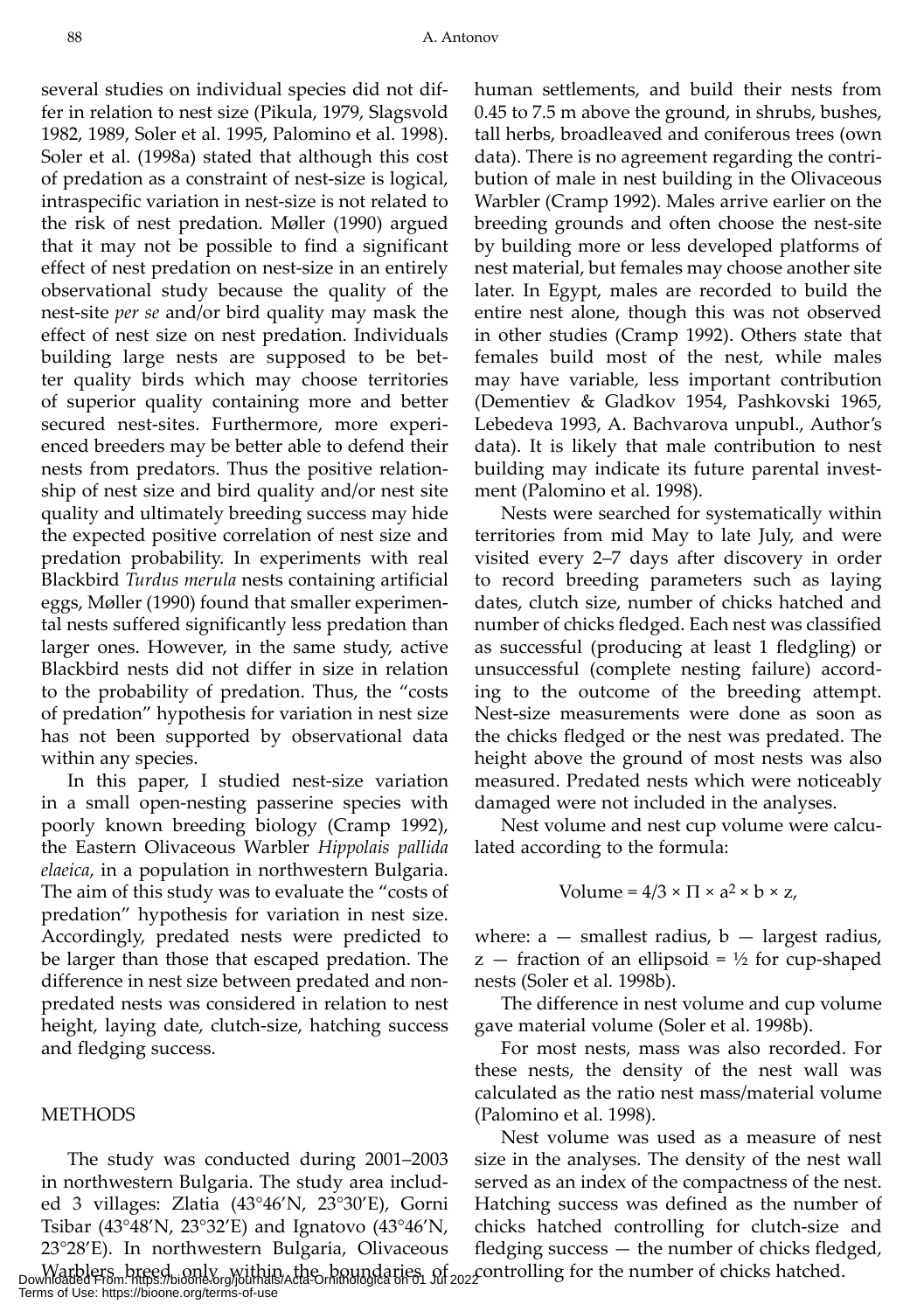several studies on individual species did not differ in relation to nest size (Pikula, 1979, Slagsvold 1982, 1989, Soler et al. 1995, Palomino et al. 1998). Soler et al. (1998a) stated that although this cost of predation as a constraint of nest-size is logical, intraspecific variation in nest-size is not related to the risk of nest predation. Møller (1990) argued that it may not be possible to find a significant effect of nest predation on nest-size in an entirely observational study because the quality of the nest-site *per se* and/or bird quality may mask the effect of nest size on nest predation. Individuals building large nests are supposed to be better quality birds which may choose territories of superior quality containing more and better secured nest-sites. Furthermore, more experienced breeders may be better able to defend their nests from predators. Thus the positive relationship of nest size and bird quality and/or nest site quality and ultimately breeding success may hide the expected positive correlation of nest size and predation probability. In experiments with real Blackbird *Turdus merula* nests containing artificial eggs, Møller (1990) found that smaller experimental nests suffered significantly less predation than larger ones. However, in the same study, active Blackbird nests did not differ in size in relation to the probability of predation. Thus, the "costs of predation" hypothesis for variation in nest size has not been supported by observational data within any species.

In this paper, I studied nest-size variation in a small open-nesting passerine species with poorly known breeding biology (Cramp 1992), the Eastern Olivaceous Warbler *Hippolais pallida elaeica*, in a population in northwestern Bulgaria. The aim of this study was to evaluate the "costs of predation" hypothesis for variation in nest size. Accordingly, predated nests were predicted to be larger than those that escaped predation. The difference in nest size between predated and non-predated nests was considered in relation to nest height, laying date, clutch-size, hatching success and fledging success.

## METHODS

The study was conducted during 2001–2003 in northwestern Bulgaria. The study area included 3 villages: Zlatia (43°46'N, 23°30'E), Gorni Tsibar (43°48'N, 23°32'E) and Ignatovo (43°46'N, 23°28'E). In northwestern Bulgaria, Olivaceous Warblers breed only within the boundaries of human settlements, and build their nests from 0.45 to 7.5 m above the ground, in shrubs, bushes, tall herbs, broadleaved and coniferous trees (own data). There is no agreement regarding the contribution of male in nest building in the Olivaceous Warbler (Cramp 1992). Males arrive earlier on the breeding grounds and often choose the nest-site by building more or less developed platforms of nest material, but females may choose another site later. In Egypt, males are recorded to build the entire nest alone, though this was not observed in other studies (Cramp 1992). Others state that females build most of the nest, while males may have variable, less important contribution (Dementiev & Gladkov 1954, Pashkovski 1965, Lebedeva 1993, A. Bachvarova unpubl., Author's data). It is likely that male contribution to nest building may indicate its future parental investment (Palomino et al. 1998).

Nests were searched for systematically within territories from mid May to late July, and were visited every 2–7 days after discovery in order to record breeding parameters such as laying dates, clutch size, number of chicks hatched and number of chicks fledged. Each nest was classified as successful (producing at least 1 fledgling) or unsuccessful (complete nesting failure) according to the outcome of the breeding attempt. Nest-size measurements were done as soon as the chicks fledged or the nest was predated. The height above the ground of most nests was also measured. Predated nests which were noticeably damaged were not included in the analyses.

Nest volume and nest cup volume were calculated according to the formula:

$$\text{Volume} = 4/3 \times \Pi \times a^2 \times b \times z,$$

where: a — smallest radius, b — largest radius, z — fraction of an ellipsoid = ½ for cup-shaped nests (Soler et al. 1998b).

The difference in nest volume and cup volume gave material volume (Soler et al. 1998b).

For most nests, mass was also recorded. For these nests, the density of the nest wall was calculated as the ratio nest mass/material volume (Palomino et al. 1998).

Nest volume was used as a measure of nest size in the analyses. The density of the nest wall served as an index of the compactness of the nest. Hatching success was defined as the number of chicks hatched controlling for clutch-size and fledging success — the number of chicks fledged, controlling for the number of chicks hatched.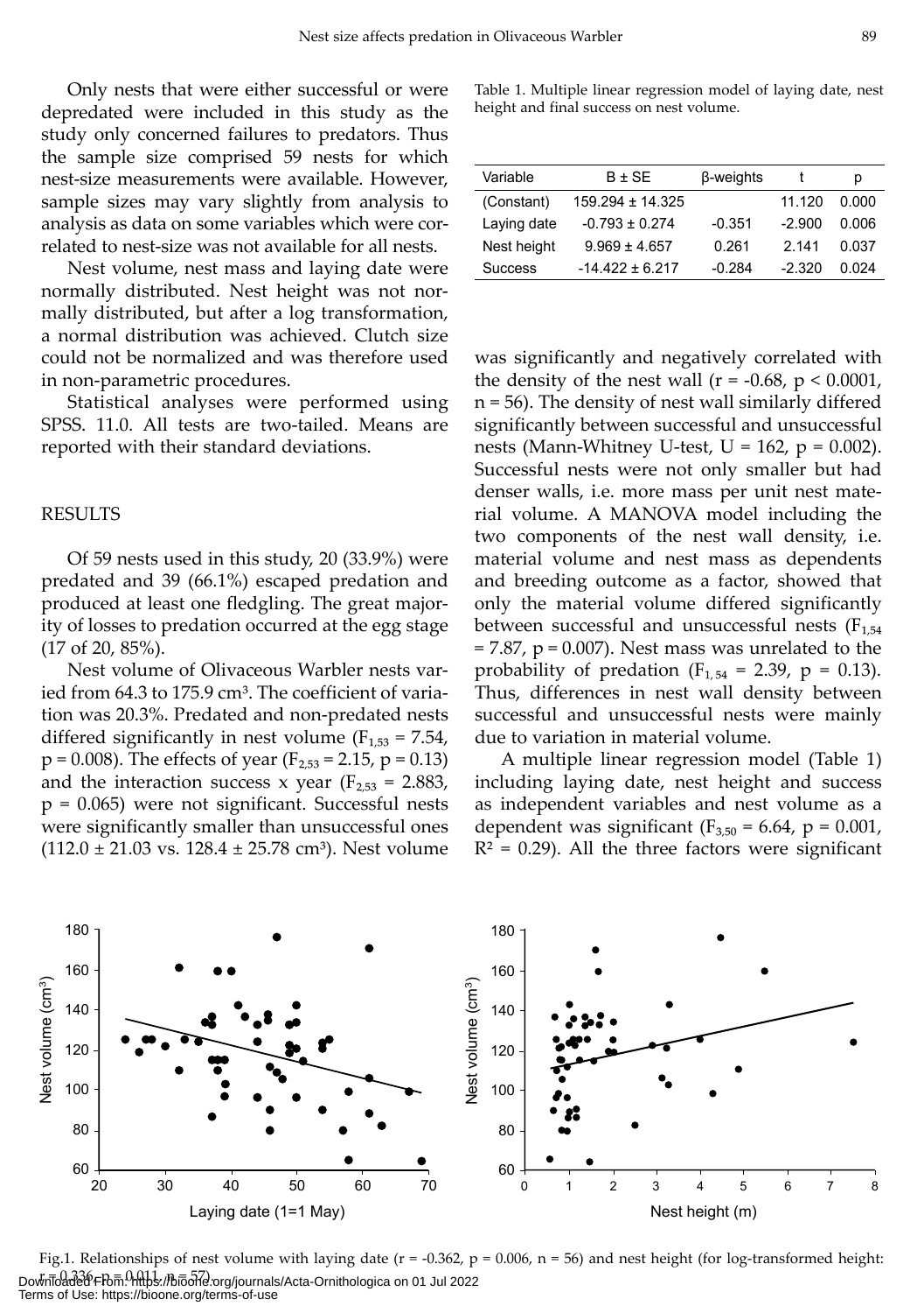Only nests that were either successful or were depredated were included in this study as the study only concerned failures to predators. Thus the sample size comprised 59 nests for which nest-size measurements were available. However, sample sizes may vary slightly from analysis to analysis as data on some variables which were correlated to nest-size was not available for all nests.

Nest volume, nest mass and laying date were normally distributed. Nest height was not normally distributed, but after a log transformation, a normal distribution was achieved. Clutch size could not be normalized and was therefore used in non-parametric procedures.

Statistical analyses were performed using SPSS. 11.0. All tests are two-tailed. Means are reported with their standard deviations.

## RESULTS

Of 59 nests used in this study, 20 (33.9%) were predated and 39 (66.1%) escaped predation and produced at least one fledgling. The great majority of losses to predation occurred at the egg stage (17 of 20, 85%).

Nest volume of Olivaceous Warbler nests varied from 64.3 to 175.9 cm³. The coefficient of variation was 20.3%. Predated and non-predated nests differed significantly in nest volume ($F_{1,53} = 7.54$, $p = 0.008$). The effects of year ($F_{2,53} = 2.15$, $p = 0.13$) and the interaction success x year ($F_{2,53} = 2.883$, $p = 0.065$) were not significant. Successful nests were significantly smaller than unsuccessful ones (112.0 ± 21.03 vs. 128.4 ± 25.78 cm³). Nest volume was significantly and negatively correlated with the density of the nest wall ($r = -0.68$, $p < 0.0001$, $n = 56$). The density of nest wall similarly differed significantly between successful and unsuccessful nests (Mann-Whitney U-test, $U = 162$, $p = 0.002$). Successful nests were not only smaller but had denser walls, i.e. more mass per unit nest material volume. A MANOVA model including the two components of the nest wall density, i.e. material volume and nest mass as dependents and breeding outcome as a factor, showed that only the material volume differed significantly between successful and unsuccessful nests ($F_{1,54} = 7.87$, $p = 0.007$). Nest mass was unrelated to the probability of predation ($F_{1,54} = 2.39$, $p = 0.13$). Thus, differences in nest wall density between successful and unsuccessful nests were mainly due to variation in material volume.

A multiple linear regression model (Table 1) including laying date, nest height and success as independent variables and nest volume as a dependent was significant ($F_{3,50} = 6.64$, $p = 0.001$, $R^2 = 0.29$). All the three factors were significant

Table 1. Multiple linear regression model of laying date, nest height and final success on nest volume.

| Variable | B ± SE | β-weights | t | p |
|---|---|---|---|---|
| (Constant) | 159.294 ± 14.325 | | 11.120 | 0.000 |
| Laying date | -0.793 ± 0.274 | -0.351 | -2.900 | 0.006 |
| Nest height | 9.969 ± 4.657 | 0.261 | 2.141 | 0.037 |
| Success | -14.422 ± 6.217 | -0.284 | -2.320 | 0.024 |

Fig.1. Relationships of nest volume with laying date ($r = -0.362$, $p = 0.006$, $n = 56$) and nest height (for log-transformed height: $r = 0.336$, $p = 0.011$, $n = 57$).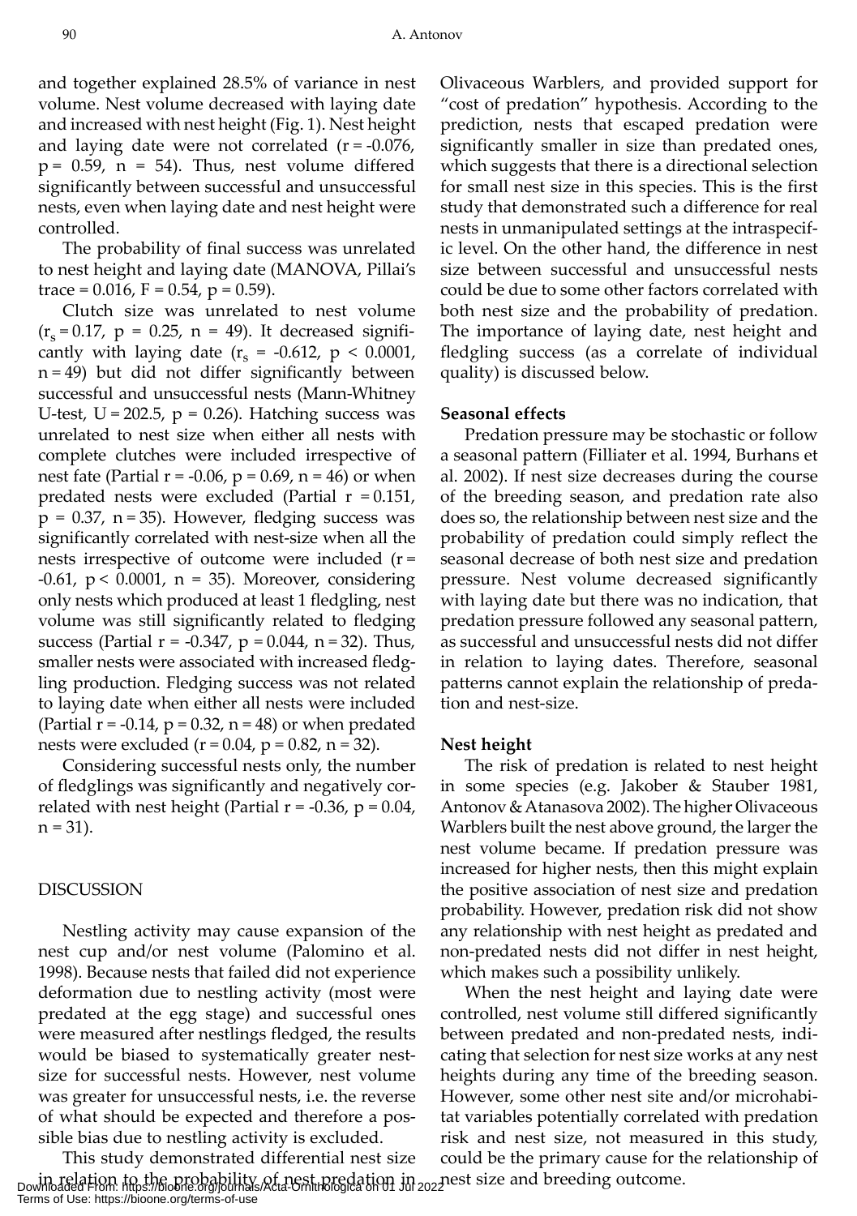and together explained 28.5% of variance in nest volume. Nest volume decreased with laying date and increased with nest height (Fig. 1). Nest height and laying date were not correlated ($r = -0.076$, $p = 0.59$, $n = 54$). Thus, nest volume differed significantly between successful and unsuccessful nests, even when laying date and nest height were controlled.

The probability of final success was unrelated to nest height and laying date (MANOVA, Pillai's trace = 0.016, $F = 0.54$, $p = 0.59$).

Clutch size was unrelated to nest volume ($r_s = 0.17$, $p = 0.25$, $n = 49$). It decreased significantly with laying date ($r_s = -0.612$, $p < 0.0001$, $n = 49$) but did not differ significantly between successful and unsuccessful nests (Mann-Whitney U-test, $U = 202.5$, $p = 0.26$). Hatching success was unrelated to nest size when either all nests with complete clutches were included irrespective of nest fate (Partial $r = -0.06$, $p = 0.69$, $n = 46$) or when predated nests were excluded (Partial $r = 0.151$, $p = 0.37$, $n = 35$). However, fledging success was significantly correlated with nest-size when all the nests irrespective of outcome were included ($r = -0.61$, $p < 0.0001$, $n = 35$). Moreover, considering only nests which produced at least 1 fledgling, nest volume was still significantly related to fledging success (Partial $r = -0.347$, $p = 0.044$, $n = 32$). Thus, smaller nests were associated with increased fledgling production. Fledging success was not related to laying date when either all nests were included (Partial $r = -0.14$, $p = 0.32$, $n = 48$) or when predated nests were excluded ($r = 0.04$, $p = 0.82$, $n = 32$).

Considering successful nests only, the number of fledglings was significantly and negatively correlated with nest height (Partial $r = -0.36$, $p = 0.04$, $n = 31$).

## DISCUSSION

Nestling activity may cause expansion of the nest cup and/or nest volume (Palomino et al. 1998). Because nests that failed did not experience deformation due to nestling activity (most were predated at the egg stage) and successful ones were measured after nestlings fledged, the results would be biased to systematically greater nest-size for successful nests. However, nest volume was greater for unsuccessful nests, i.e. the reverse of what should be expected and therefore a possible bias due to nestling activity is excluded.

This study demonstrated differential nest size in relation to the probability of nest predation in Olivaceous Warblers, and provided support for "cost of predation" hypothesis. According to the prediction, nests that escaped predation were significantly smaller in size than predated ones, which suggests that there is a directional selection for small nest size in this species. This is the first study that demonstrated such a difference for real nests in unmanipulated settings at the intraspecific level. On the other hand, the difference in nest size between successful and unsuccessful nests could be due to some other factors correlated with both nest size and the probability of predation. The importance of laying date, nest height and fledgling success (as a correlate of individual quality) is discussed below.

### Seasonal effects

Predation pressure may be stochastic or follow a seasonal pattern (Filliater et al. 1994, Burhans et al. 2002). If nest size decreases during the course of the breeding season, and predation rate also does so, the relationship between nest size and the probability of predation could simply reflect the seasonal decrease of both nest size and predation pressure. Nest volume decreased significantly with laying date but there was no indication, that predation pressure followed any seasonal pattern, as successful and unsuccessful nests did not differ in relation to laying dates. Therefore, seasonal patterns cannot explain the relationship of predation and nest-size.

### Nest height

The risk of predation is related to nest height in some species (e.g. Jakober & Stauber 1981, Antonov & Atanasova 2002). The higher Olivaceous Warblers built the nest above ground, the larger the nest volume became. If predation pressure was increased for higher nests, then this might explain the positive association of nest size and predation probability. However, predation risk did not show any relationship with nest height as predated and non-predated nests did not differ in nest height, which makes such a possibility unlikely.

When the nest height and laying date were controlled, nest volume still differed significantly between predated and non-predated nests, indicating that selection for nest size works at any nest heights during any time of the breeding season. However, some other nest site and/or microhabitat variables potentially correlated with predation risk and nest size, not measured in this study, could be the primary cause for the relationship of nest size and breeding outcome.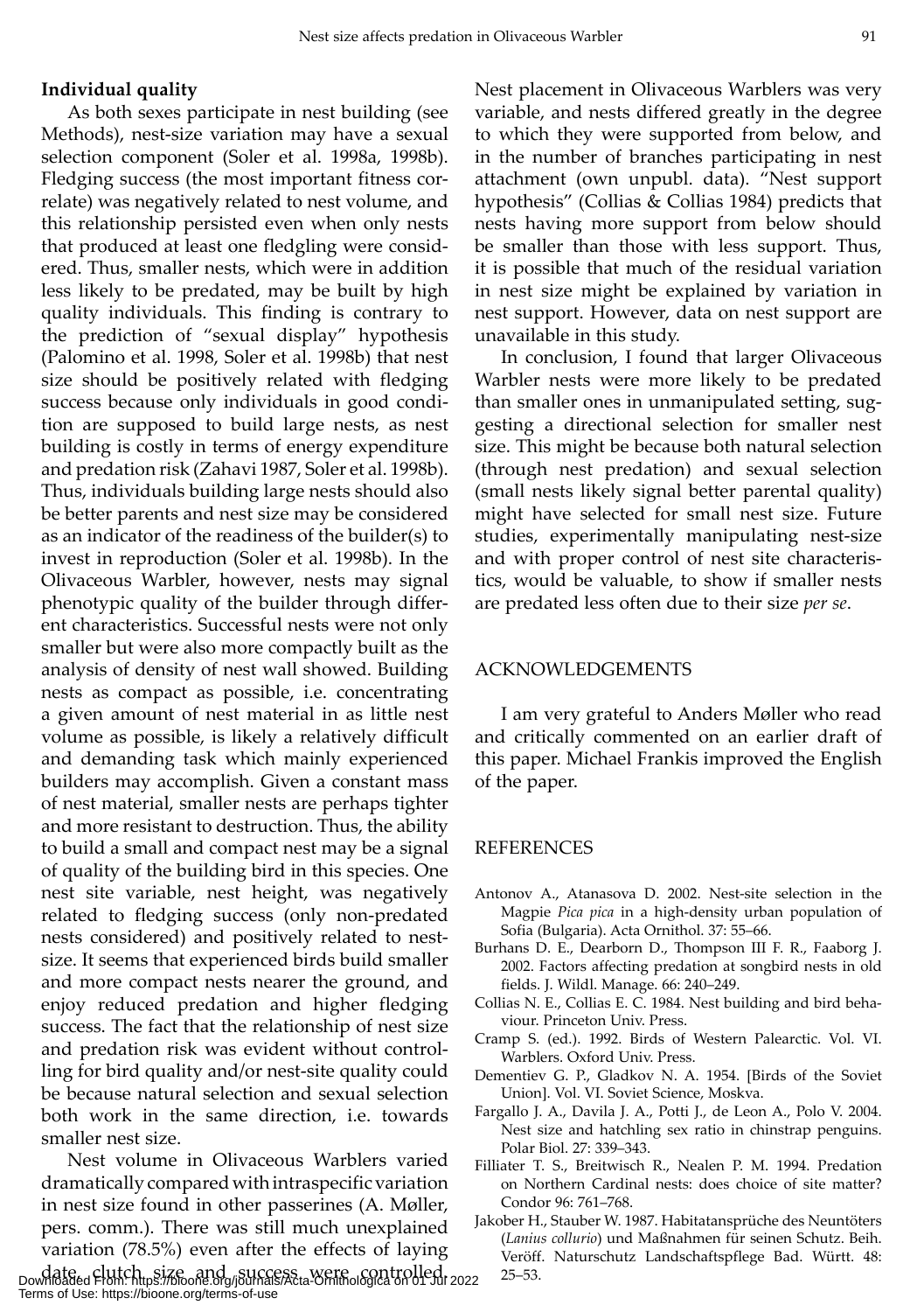### Individual quality

As both sexes participate in nest building (see Methods), nest-size variation may have a sexual selection component (Soler et al. 1998a, 1998b). Fledging success (the most important fitness correlate) was negatively related to nest volume, and this relationship persisted even when only nests that produced at least one fledgling were considered. Thus, smaller nests, which were in addition less likely to be predated, may be built by high quality individuals. This finding is contrary to the prediction of "sexual display" hypothesis (Palomino et al. 1998, Soler et al. 1998b) that nest size should be positively related with fledging success because only individuals in good condition are supposed to build large nests, as nest building is costly in terms of energy expenditure and predation risk (Zahavi 1987, Soler et al. 1998b). Thus, individuals building large nests should also be better parents and nest size may be considered as an indicator of the readiness of the builder(s) to invest in reproduction (Soler et al. 1998b). In the Olivaceous Warbler, however, nests may signal phenotypic quality of the builder through different characteristics. Successful nests were not only smaller but were also more compactly built as the analysis of density of nest wall showed. Building nests as compact as possible, i.e. concentrating a given amount of nest material in as little nest volume as possible, is likely a relatively difficult and demanding task which mainly experienced builders may accomplish. Given a constant mass of nest material, smaller nests are perhaps tighter and more resistant to destruction. Thus, the ability to build a small and compact nest may be a signal of quality of the building bird in this species. One nest site variable, nest height, was negatively related to fledging success (only non-predated nests considered) and positively related to nest-size. It seems that experienced birds build smaller and more compact nests nearer the ground, and enjoy reduced predation and higher fledging success. The fact that the relationship of nest size and predation risk was evident without controlling for bird quality and/or nest-site quality could be because natural selection and sexual selection both work in the same direction, i.e. towards smaller nest size.

Nest volume in Olivaceous Warblers varied dramatically compared with intraspecific variation in nest size found in other passerines (A. Møller, pers. comm.). There was still much unexplained variation (78.5%) even after the effects of laying date, clutch size and success were controlled. Nest placement in Olivaceous Warblers was very variable, and nests differed greatly in the degree to which they were supported from below, and in the number of branches participating in nest attachment (own unpubl. data). "Nest support hypothesis" (Collias & Collias 1984) predicts that nests having more support from below should be smaller than those with less support. Thus, it is possible that much of the residual variation in nest size might be explained by variation in nest support. However, data on nest support are unavailable in this study.

In conclusion, I found that larger Olivaceous Warbler nests were more likely to be predated than smaller ones in unmanipulated setting, suggesting a directional selection for smaller nest size. This might be because both natural selection (through nest predation) and sexual selection (small nests likely signal better parental quality) might have selected for small nest size. Future studies, experimentally manipulating nest-size and with proper control of nest site characteristics, would be valuable, to show if smaller nests are predated less often due to their size *per se*.

## ACKNOWLEDGEMENTS

I am very grateful to Anders Møller who read and critically commented on an earlier draft of this paper. Michael Frankis improved the English of the paper.

## REFERENCES

Antonov A., Atanasova D. 2002. Nest-site selection in the Magpie *Pica pica* in a high-density urban population of Sofia (Bulgaria). Acta Ornithol. 37: 55–66.

Burhans D. E., Dearborn D., Thompson III F. R., Faaborg J. 2002. Factors affecting predation at songbird nests in old fields. J. Wildl. Manage. 66: 240–249.

Collias N. E., Collias E. C. 1984. Nest building and bird behaviour. Princeton Univ. Press.

Cramp S. (ed.). 1992. Birds of Western Palearctic. Vol. VI. Warblers. Oxford Univ. Press.

Dementiev G. P., Gladkov N. A. 1954. [Birds of the Soviet Union]. Vol. VI. Soviet Science, Moskva.

Fargallo J. A., Davila J. A., Potti J., de Leon A., Polo V. 2004. Nest size and hatchling sex ratio in chinstrap penguins. Polar Biol. 27: 339–343.

Filliater T. S., Breitwisch R., Nealen P. M. 1994. Predation on Northern Cardinal nests: does choice of site matter? Condor 96: 761–768.

Jakober H., Stauber W. 1987. Habitatansprüche des Neuntöters (*Lanius collurio*) und Maßnahmen für seinen Schutz. Beih. Veröff. Naturschutz Landschaftspflege Bad. Württ. 48: 25–53.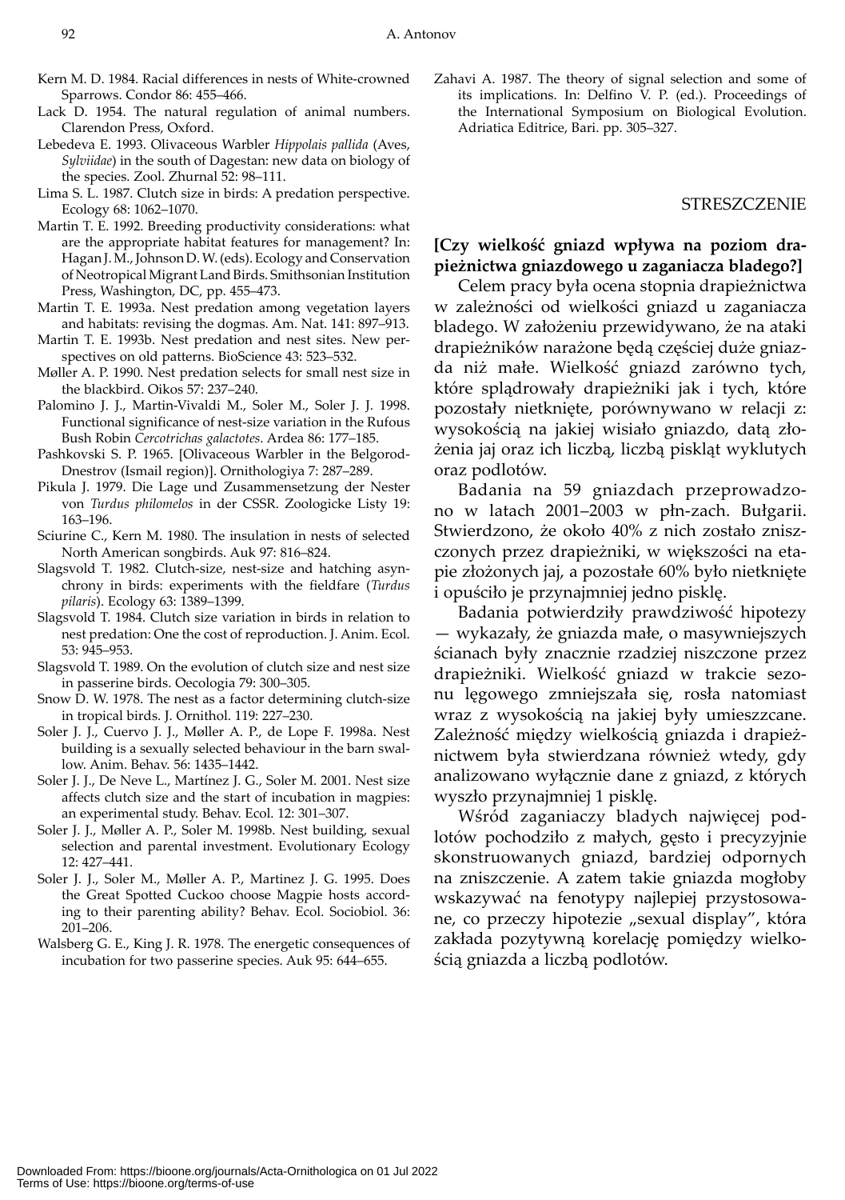Kern M. D. 1984. Racial differences in nests of White-crowned Sparrows. Condor 86: 455–466.

Lack D. 1954. The natural regulation of animal numbers. Clarendon Press, Oxford.

Lebedeva E. 1993. Olivaceous Warbler *Hippolais pallida* (Aves, *Sylviidae*) in the south of Dagestan: new data on biology of the species. Zool. Zhurnal 52: 98–111.

Lima S. L. 1987. Clutch size in birds: A predation perspective. Ecology 68: 1062–1070.

Martin T. E. 1992. Breeding productivity considerations: what are the appropriate habitat features for management? In: Hagan J. M., Johnson D. W. (eds). Ecology and Conservation of Neotropical Migrant Land Birds. Smithsonian Institution Press, Washington, DC, pp. 455–473.

Martin T. E. 1993a. Nest predation among vegetation layers and habitats: revising the dogmas. Am. Nat. 141: 897–913.

Martin T. E. 1993b. Nest predation and nest sites. New perspectives on old patterns. BioScience 43: 523–532.

Møller A. P. 1990. Nest predation selects for small nest size in the blackbird. Oikos 57: 237–240.

Palomino J. J., Martin-Vivaldi M., Soler M., Soler J. J. 1998. Functional significance of nest-size variation in the Rufous Bush Robin *Cercotrichas galactotes*. Ardea 86: 177–185.

Pashkovski S. P. 1965. [Olivaceous Warbler in the Belgorod-Dnestrov (Ismail region)]. Ornithologiya 7: 287–289.

Pikula J. 1979. Die Lage und Zusammensetzung der Nester von *Turdus philomelos* in der CSSR. Zoologicke Listy 19: 163–196.

Sciurine C., Kern M. 1980. The insulation in nests of selected North American songbirds. Auk 97: 816–824.

Slagsvold T. 1982. Clutch-size, nest-size and hatching asynchrony in birds: experiments with the fieldfare (*Turdus pilaris*). Ecology 63: 1389–1399.

Slagsvold T. 1984. Clutch size variation in birds in relation to nest predation: One the cost of reproduction. J. Anim. Ecol. 53: 945–953.

Slagsvold T. 1989. On the evolution of clutch size and nest size in passerine birds. Oecologia 79: 300–305.

Snow D. W. 1978. The nest as a factor determining clutch-size in tropical birds. J. Ornithol. 119: 227–230.

Soler J. J., Cuervo J. J., Møller A. P., de Lope F. 1998a. Nest building is a sexually selected behaviour in the barn swallow. Anim. Behav. 56: 1435–1442.

Soler J. J., De Neve L., Martínez J. G., Soler M. 2001. Nest size affects clutch size and the start of incubation in magpies: an experimental study. Behav. Ecol. 12: 301–307.

Soler J. J., Møller A. P., Soler M. 1998b. Nest building, sexual selection and parental investment. Evolutionary Ecology 12: 427–441.

Soler J. J., Soler M., Møller A. P., Martinez J. G. 1995. Does the Great Spotted Cuckoo choose Magpie hosts according to their parenting ability? Behav. Ecol. Sociobiol. 36: 201–206.

Walsberg G. E., King J. R. 1978. The energetic consequences of incubation for two passerine species. Auk 95: 644–655.

Zahavi A. 1987. The theory of signal selection and some of its implications. In: Delfino V. P. (ed.). Proceedings of the International Symposium on Biological Evolution. Adriatica Editrice, Bari. pp. 305–327.

## STRESZCZENIE

**[Czy wielkość gniazd wpływa na poziom drapieżnictwa gniazdowego u zaganiacza bladego?]**

Celem pracy była ocena stopnia drapieżnictwa w zależności od wielkości gniazd u zaganiacza bladego. W założeniu przewidywano, że na ataki drapieżników narażone będą częściej duże gniazda niż małe. Wielkość gniazd zarówno tych, które splądrowały drapieżniki jak i tych, które pozostały nietknięte, porównywano w relacji z: wysokością na jakiej wisiało gniazdo, datą złożenia jaj oraz ich liczbą, liczbą piskląt wyklutych oraz podlotów.

Badania na 59 gniazdach przeprowadzono w latach 2001–2003 w płn-zach. Bułgarii. Stwierdzono, że około 40% z nich zostało zniszczonych przez drapieżniki, w większości na etapie złożonych jaj, a pozostałe 60% było nietknięte i opuściło je przynajmniej jedno pisklę.

Badania potwierdziły prawdziwość hipotezy — wykazały, że gniazda małe, o masywniejszych ścianach były znacznie rzadziej niszczone przez drapieżniki. Wielkość gniazd w trakcie sezonu lęgowego zmniejszała się, rosła natomiast wraz z wysokością na jakiej były umieszczane. Zależność między wielkością gniazda i drapieżnictwem była stwierdzana również wtedy, gdy analizowano wyłącznie dane z gniazd, z których wyszło przynajmniej 1 pisklę.

Wśród zaganiaczy bladych najwięcej podlotów pochodziło z małych, gęsto i precyzyjnie skonstruowanych gniazd, bardziej odpornych na zniszczenie. A zatem takie gniazda mogłoby wskazywać na fenotypy najlepiej przystosowane, co przeczy hipotezie „sexual display", która zakłada pozytywną korelację pomiędzy wielkością gniazda a liczbą podlotów.